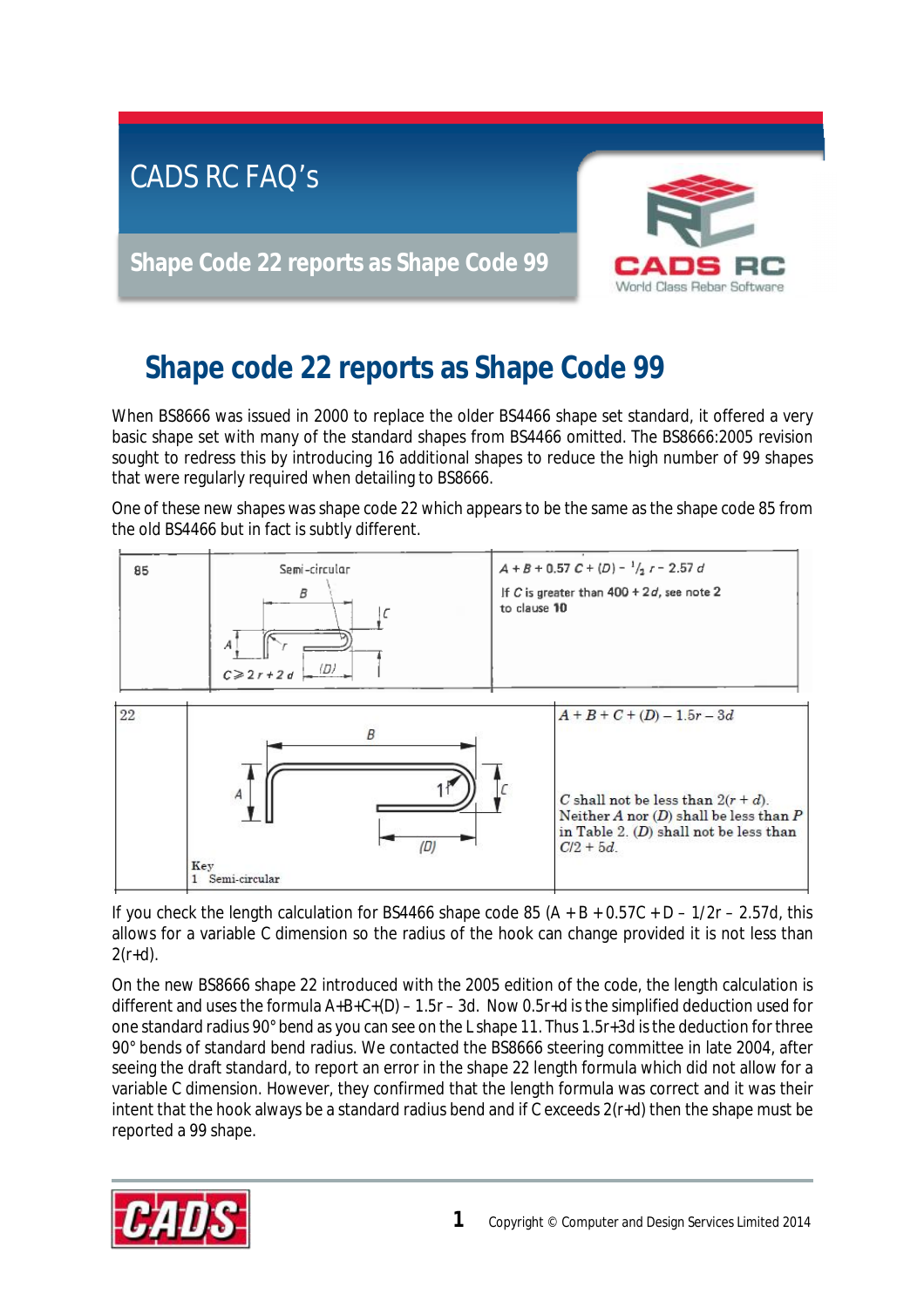# CADS RC FAQ's

## Shape Code 22 reports as Shape Code 99

# Shape code 22 reports as Shape Code 99

When BS8666 was issued in 2000 to replace the older BS4466 shape set standard, it offered a very basic shape set with many of the standard shapes from BS4466 omitted. The BS8666:2005 revision sought to redress this by introducing 16 additional shapes to reduce the high number of 99 shapes that were regularly required when detailing to BS8666.

One of these new shapes was shape code 22 which appears to be the same as the shape code 85 from the old BS4466 but in fact is subtly different.

| Shape code | Shape | Length formula |
|---|---|---|
| 85 | Semi-circular; B; C; A; r; $C \geqslant 2r + 2d$; (D) | $A + B + 0.57\,C + (D) - \frac{1}{2}\,r - 2.57\,d$<br>If $C$ is greater than $400 + 2d$, see note 2 to clause **10** |
| 22 | B; A; 1; C; (D)<br>Key<br>1 Semi-circular | $A + B + C + (D) - 1.5r - 3d$<br>$C$ shall not be less than $2(r + d)$. Neither $A$ nor $(D)$ shall be less than $P$ in Table 2. $(D)$ shall not be less than $C/2 + 5d$. |

If you check the length calculation for BS4466 shape code 85 (A + B + 0.57C + D – 1/2r – 2.57d, this allows for a variable C dimension so the radius of the hook can change provided it is not less than 2(r+d).

On the new BS8666 shape 22 introduced with the 2005 edition of the code, the length calculation is different and uses the formula A+B+C+(D) – 1.5r – 3d. Now 0.5r+d is the simplified deduction used for one standard radius 90° bend as you can see on the L shape 11. Thus 1.5r+3d is the deduction for three 90° bends of standard bend radius. We contacted the BS8666 steering committee in late 2004, after seeing the draft standard, to report an error in the shape 22 length formula which did not allow for a variable C dimension. However, they confirmed that the length formula was correct and it was their intent that the hook always be a standard radius bend and if C exceeds 2(r+d) then the shape must be reported a 99 shape.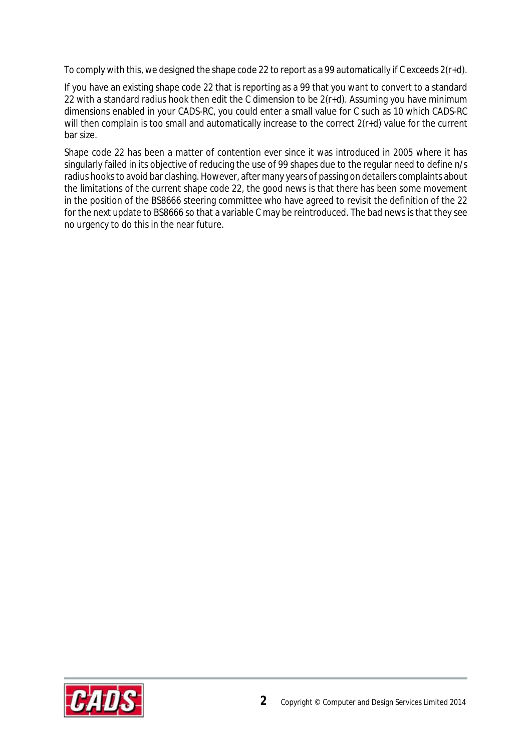To comply with this, we designed the shape code 22 to report as a 99 automatically if C exceeds 2(r+d).

If you have an existing shape code 22 that is reporting as a 99 that you want to convert to a standard 22 with a standard radius hook then edit the C dimension to be 2(r+d). Assuming you have minimum dimensions enabled in your CADS-RC, you could enter a small value for C such as 10 which CADS-RC will then complain is too small and automatically increase to the correct 2(r+d) value for the current bar size.

Shape code 22 has been a matter of contention ever since it was introduced in 2005 where it has singularly failed in its objective of reducing the use of 99 shapes due to the regular need to define n/s radius hooks to avoid bar clashing. However, after many years of passing on detailers complaints about the limitations of the current shape code 22, the good news is that there has been some movement in the position of the BS8666 steering committee who have agreed to revisit the definition of the 22 for the next update to BS8666 so that a variable C may be reintroduced. The bad news is that they see no urgency to do this in the near future.